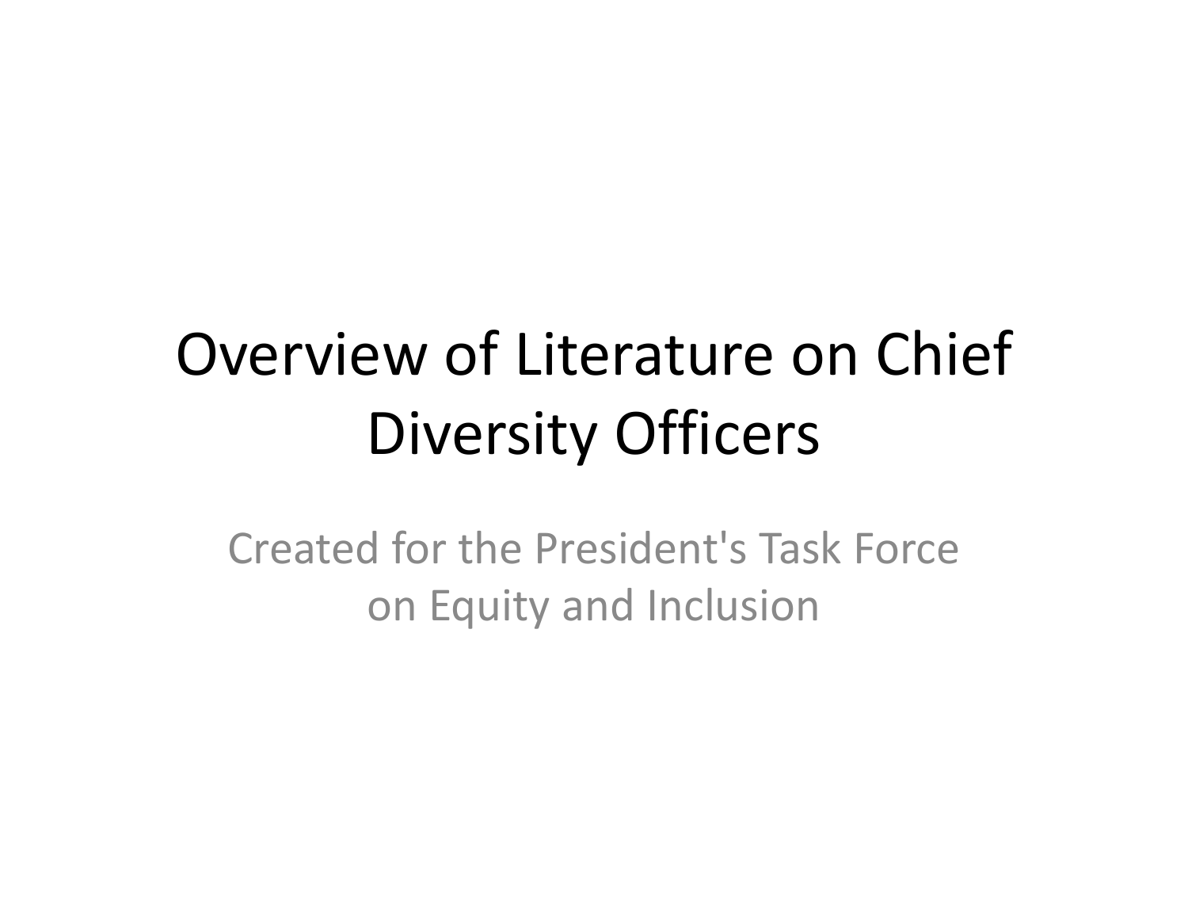# Overview of Literature on Chief Diversity Officers

Created for the President's Task Force on Equity and Inclusion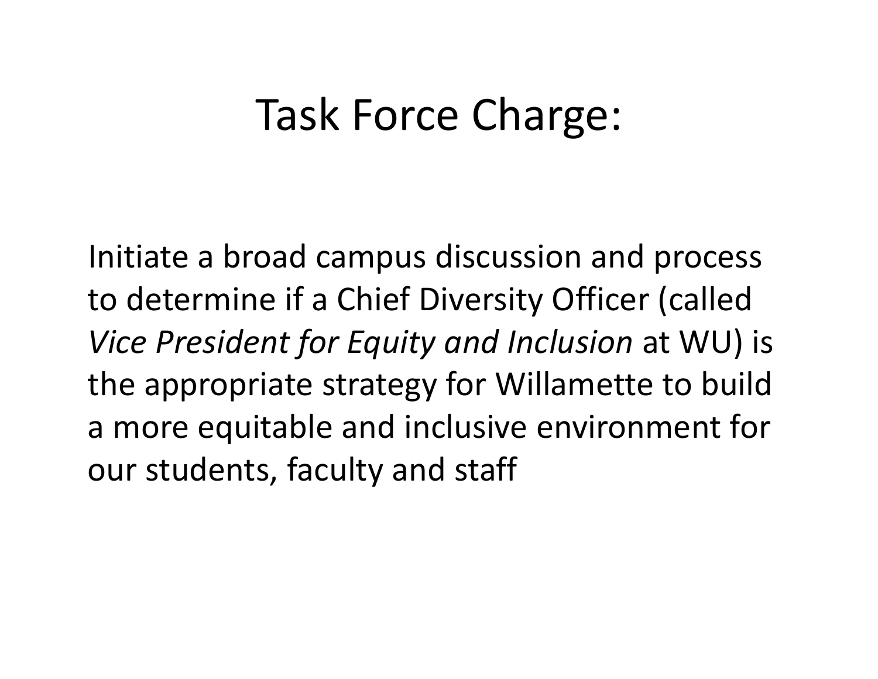# Task Force Charge:

Initiate a broad campus discussion and process to determine if a Chief Diversity Officer (called *Vice President for Equity and Inclusion* at WU) is the appropriate strategy for Willamette to build a more equitable and inclusive environment for our students, faculty and staff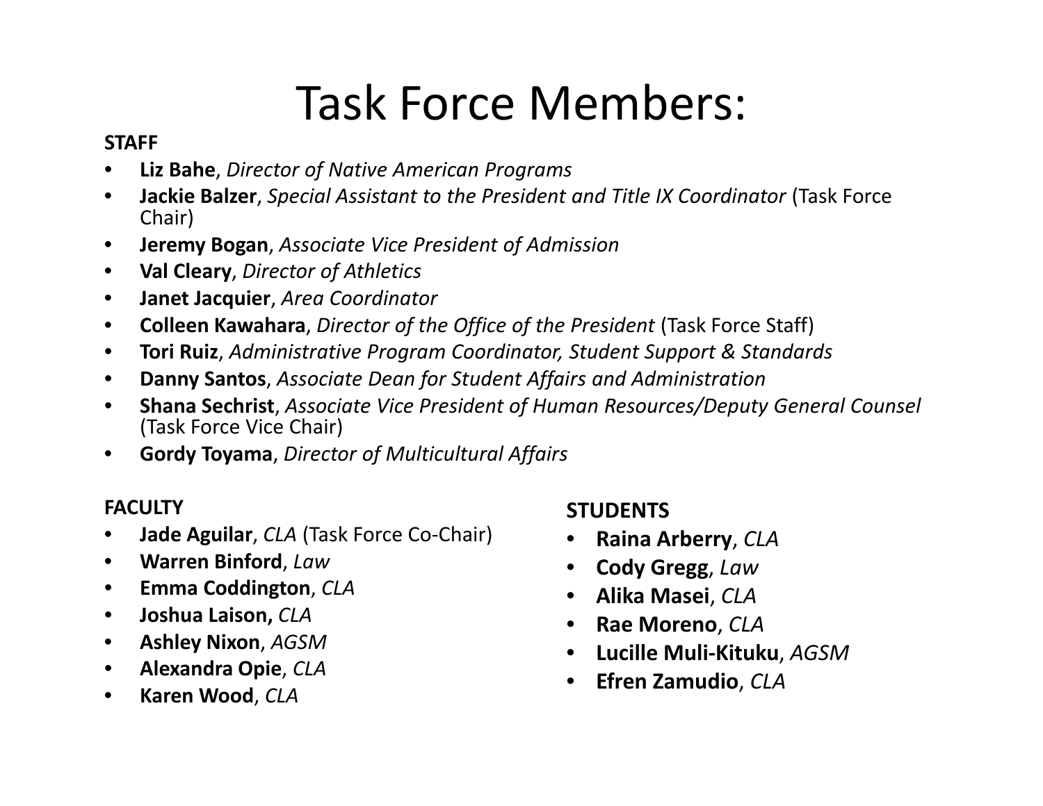# Task Force Members:

**STAFF**

- **Liz Bahe**, *Director of Native American Programs*
- **Jackie Balzer**, *Special Assistant to the President and Title IX Coordinator* (Task Force Chair)
- **Jeremy Bogan**, *Associate Vice President of Admission*
- **Val Cleary**, *Director of Athletics*
- **Janet Jacquier**, *Area Coordinator*
- **Colleen Kawahara**, *Director of the Office of the President* (Task Force Staff)
- **Tori Ruiz**, *Administrative Program Coordinator, Student Support & Standards*
- **Danny Santos**, *Associate Dean for Student Affairs and Administration*
- **Shana Sechrist**, *Associate Vice President of Human Resources/Deputy General Counsel* (Task Force Vice Chair)
- **Gordy Toyama**, *Director of Multicultural Affairs*

**FACULTY**

- **Jade Aguilar**, *CLA* (Task Force Co-Chair)
- **Warren Binford**, *Law*
- **Emma Coddington**, *CLA*
- **Joshua Laison,** *CLA*
- **Ashley Nixon**, *AGSM*
- **Alexandra Opie**, *CLA*
- **Karen Wood**, *CLA*

**STUDENTS**

- **Raina Arberry**, *CLA*
- **Cody Gregg**, *Law*
- **Alika Masei**, *CLA*
- **Rae Moreno**, *CLA*
- **Lucille Muli-Kituku**, *AGSM*
- **Efren Zamudio**, *CLA*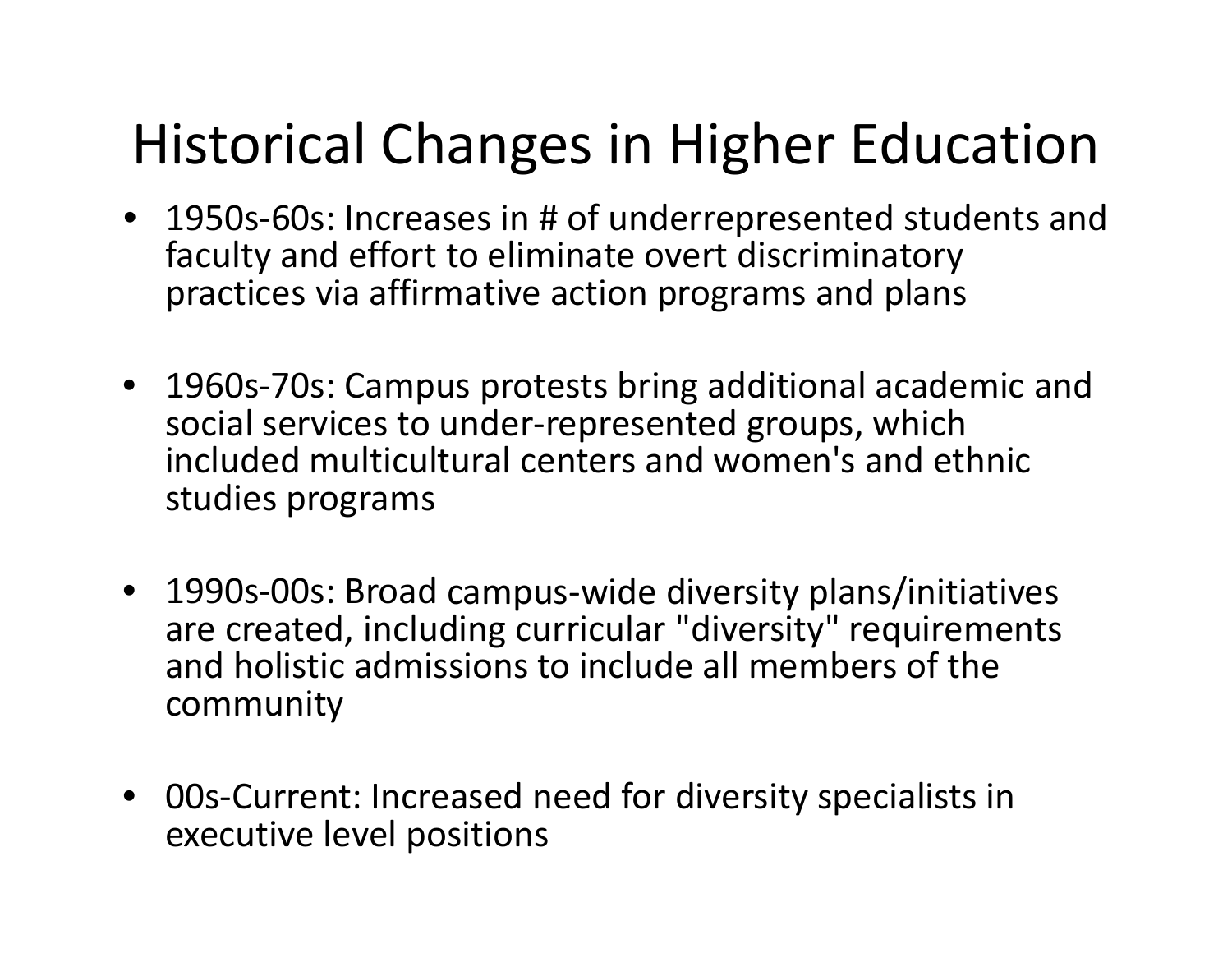# Historical Changes in Higher Education

- 1950s-60s: Increases in # of underrepresented students and faculty and effort to eliminate overt discriminatory practices via affirmative action programs and plans

- 1960s-70s: Campus protests bring additional academic and social services to under-represented groups, which included multicultural centers and women's and ethnic studies programs

- 1990s-00s: Broad campus-wide diversity plans/initiatives are created, including curricular "diversity" requirements and holistic admissions to include all members of the community

- 00s-Current: Increased need for diversity specialists in executive level positions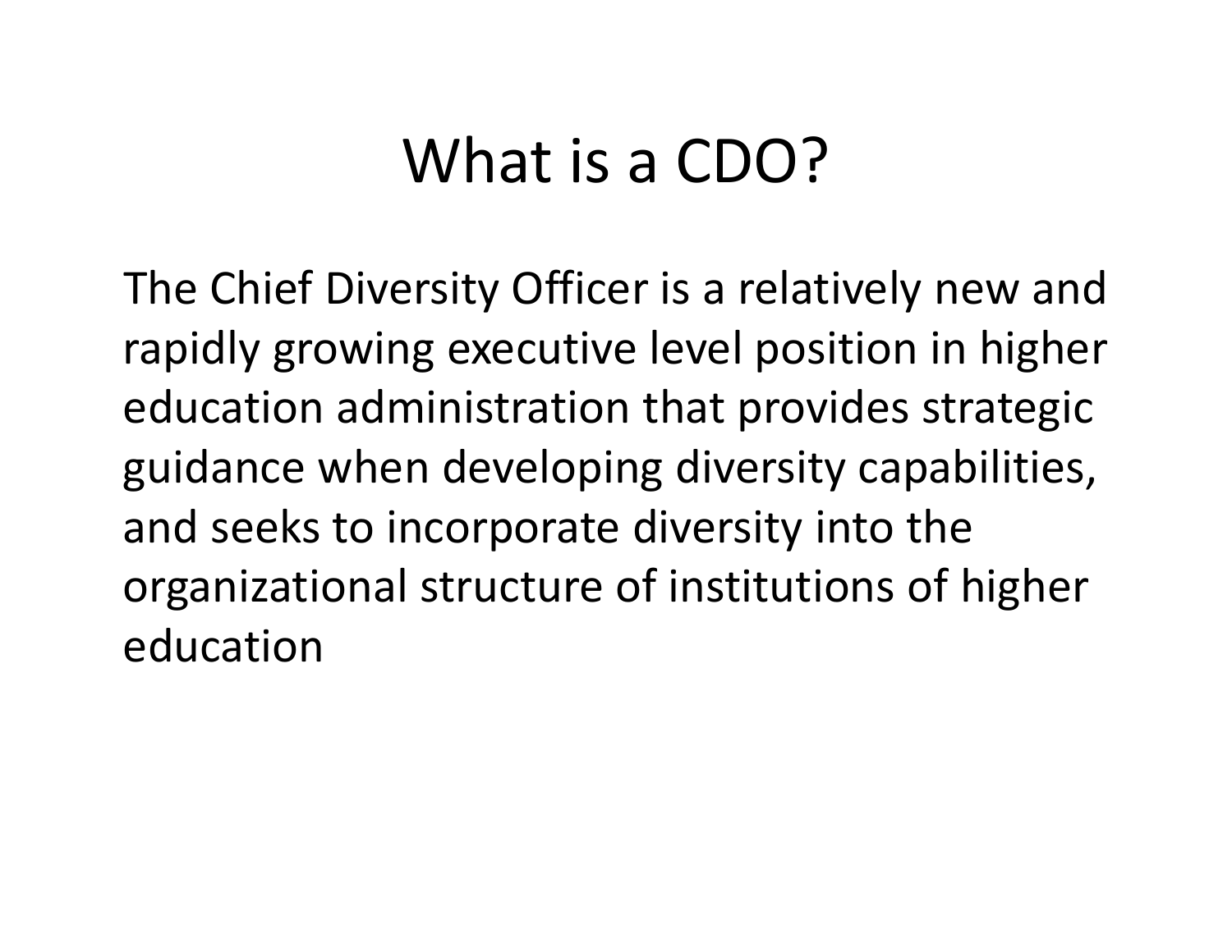# What is a CDO?

The Chief Diversity Officer is a relatively new and rapidly growing executive level position in higher education administration that provides strategic guidance when developing diversity capabilities, and seeks to incorporate diversity into the organizational structure of institutions of higher education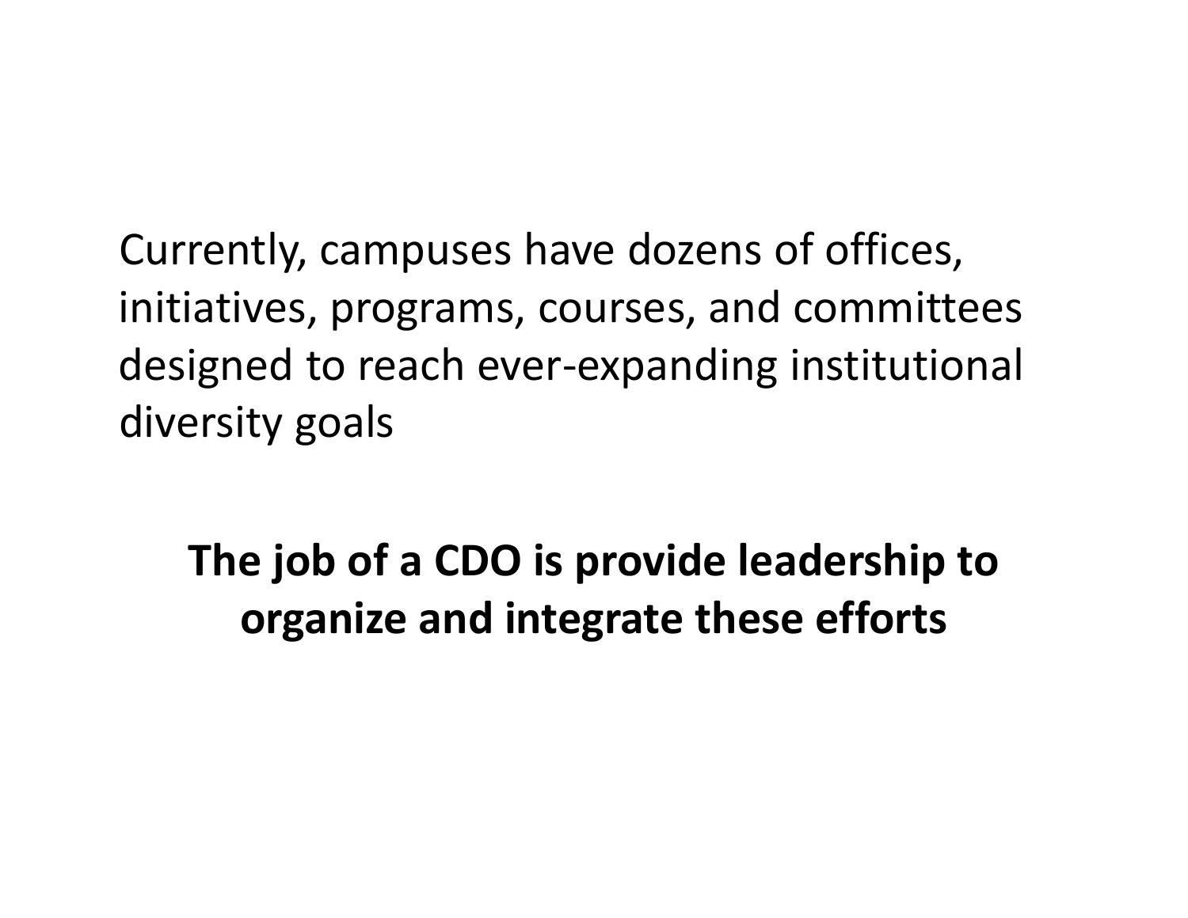Currently, campuses have dozens of offices, initiatives, programs, courses, and committees designed to reach ever-expanding institutional diversity goals

**The job of a CDO is provide leadership to organize and integrate these efforts**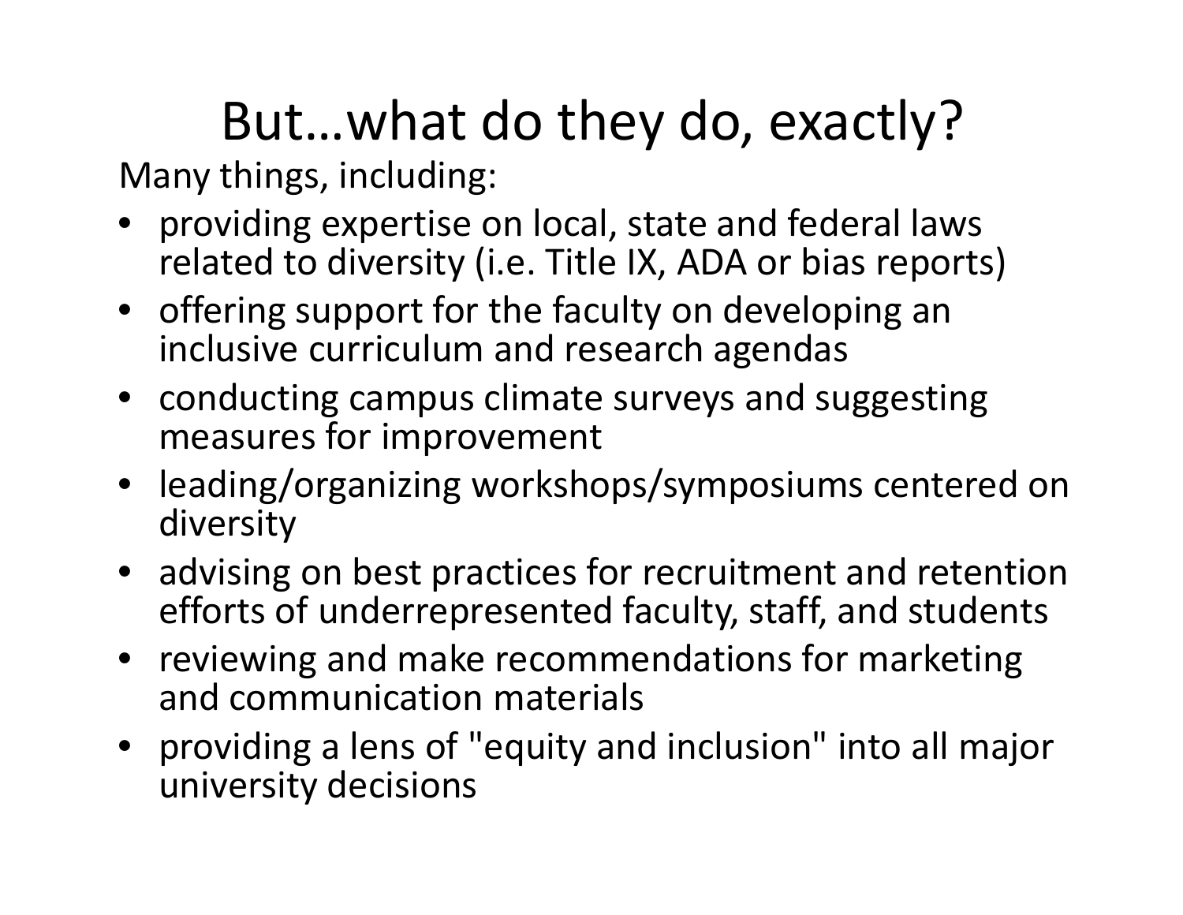# But…what do they do, exactly?

Many things, including:

- providing expertise on local, state and federal laws related to diversity (i.e. Title IX, ADA or bias reports)
- offering support for the faculty on developing an inclusive curriculum and research agendas
- conducting campus climate surveys and suggesting measures for improvement
- leading/organizing workshops/symposiums centered on diversity
- advising on best practices for recruitment and retention efforts of underrepresented faculty, staff, and students
- reviewing and make recommendations for marketing and communication materials
- providing a lens of "equity and inclusion" into all major university decisions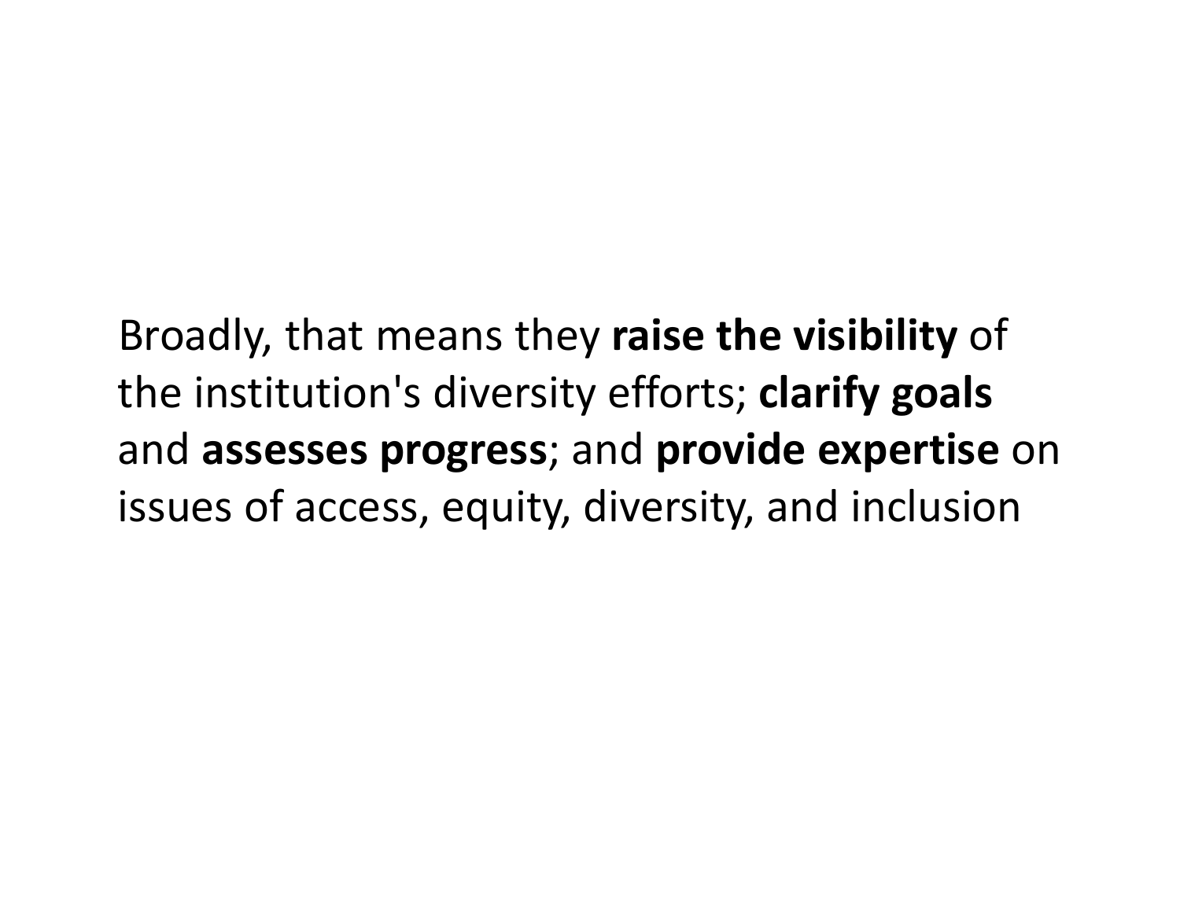Broadly, that means they **raise the visibility** of the institution's diversity efforts; **clarify goals** and **assesses progress**; and **provide expertise** on issues of access, equity, diversity, and inclusion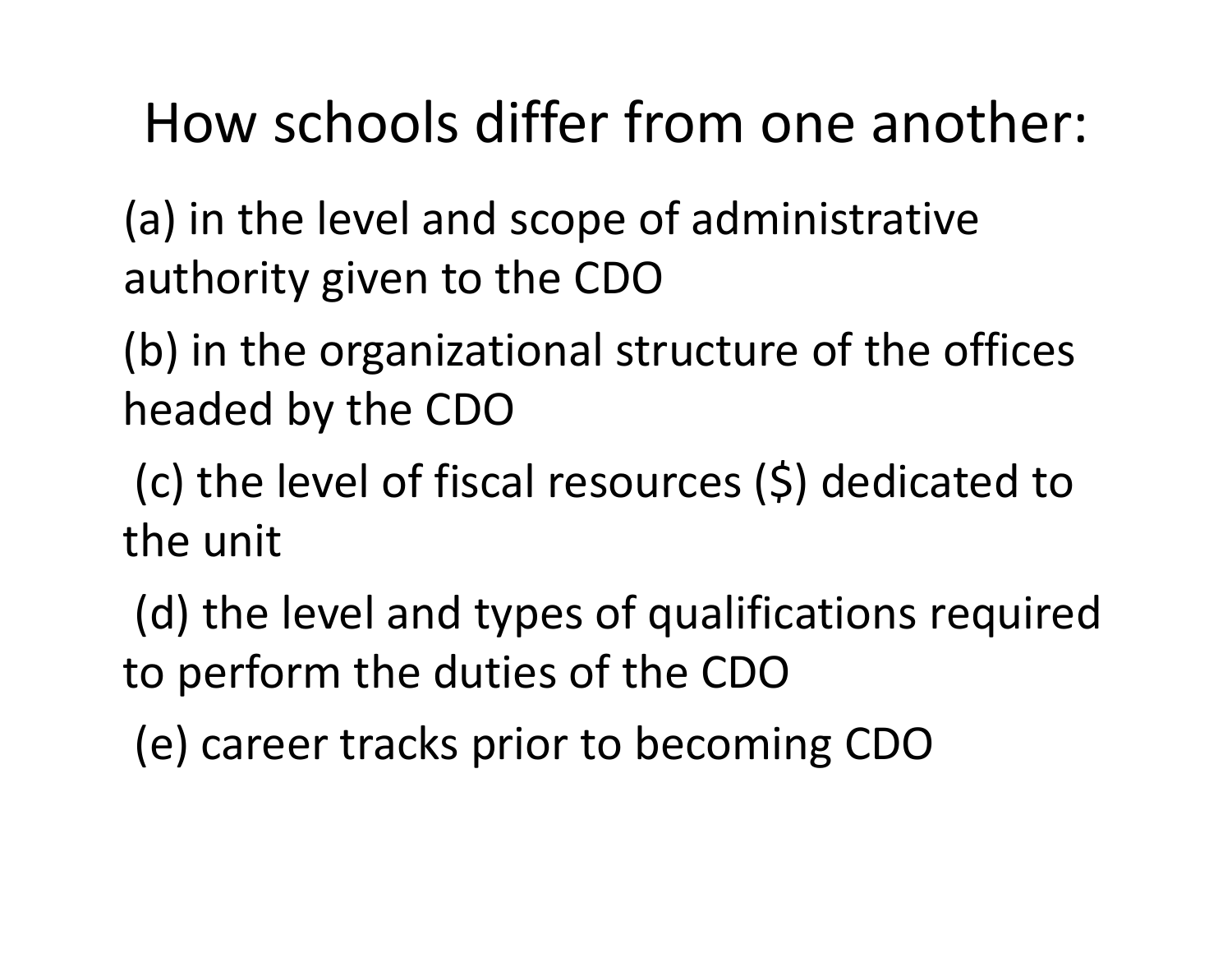# How schools differ from one another:

(a) in the level and scope of administrative authority given to the CDO

(b) in the organizational structure of the offices headed by the CDO

(c) the level of fiscal resources ($) dedicated to the unit

(d) the level and types of qualifications required to perform the duties of the CDO

(e) career tracks prior to becoming CDO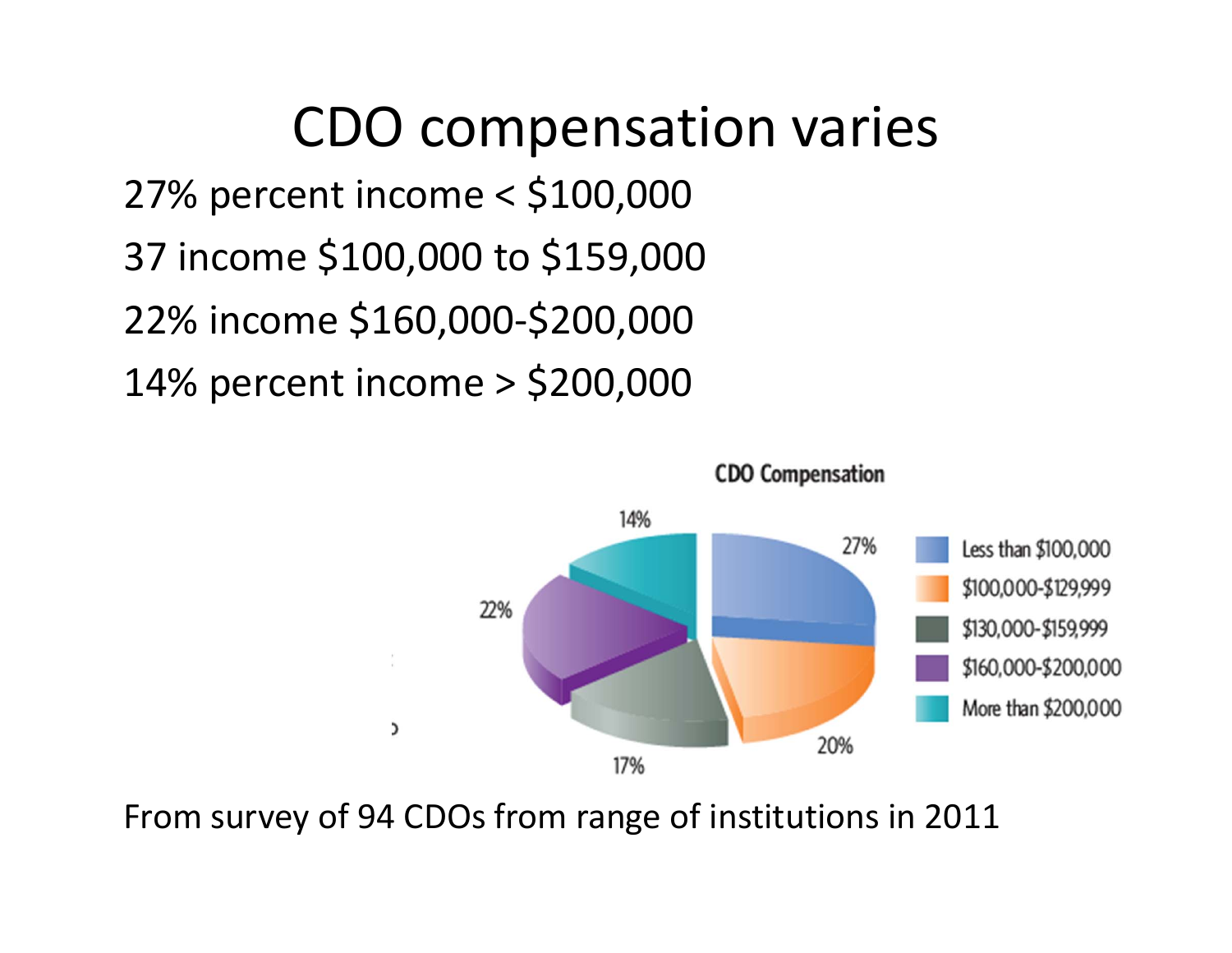# CDO compensation varies

27% percent income < $100,000

37 income $100,000 to $159,000

22% income $160,000-$200,000

14% percent income > $200,000

**CDO Compensation**

| Range | Percent |
|---|---|
| Less than $100,000 | 27% |
| $100,000-$129,999 | 20% |
| $130,000-$159,999 | 17% |
| $160,000-$200,000 | 22% |
| More than $200,000 | 14% |

From survey of 94 CDOs from range of institutions in 2011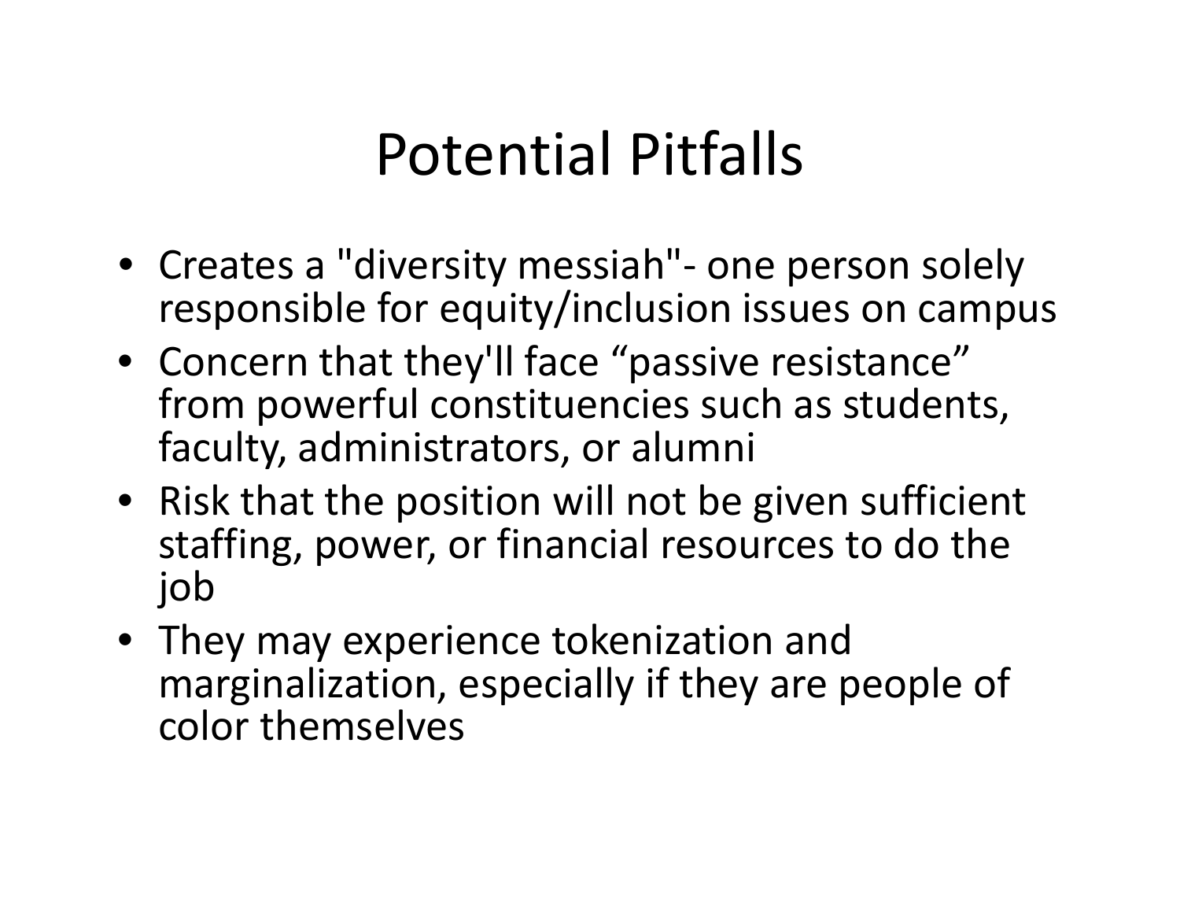# Potential Pitfalls

- Creates a "diversity messiah"- one person solely responsible for equity/inclusion issues on campus
- Concern that they'll face "passive resistance" from powerful constituencies such as students, faculty, administrators, or alumni
- Risk that the position will not be given sufficient staffing, power, or financial resources to do the job
- They may experience tokenization and marginalization, especially if they are people of color themselves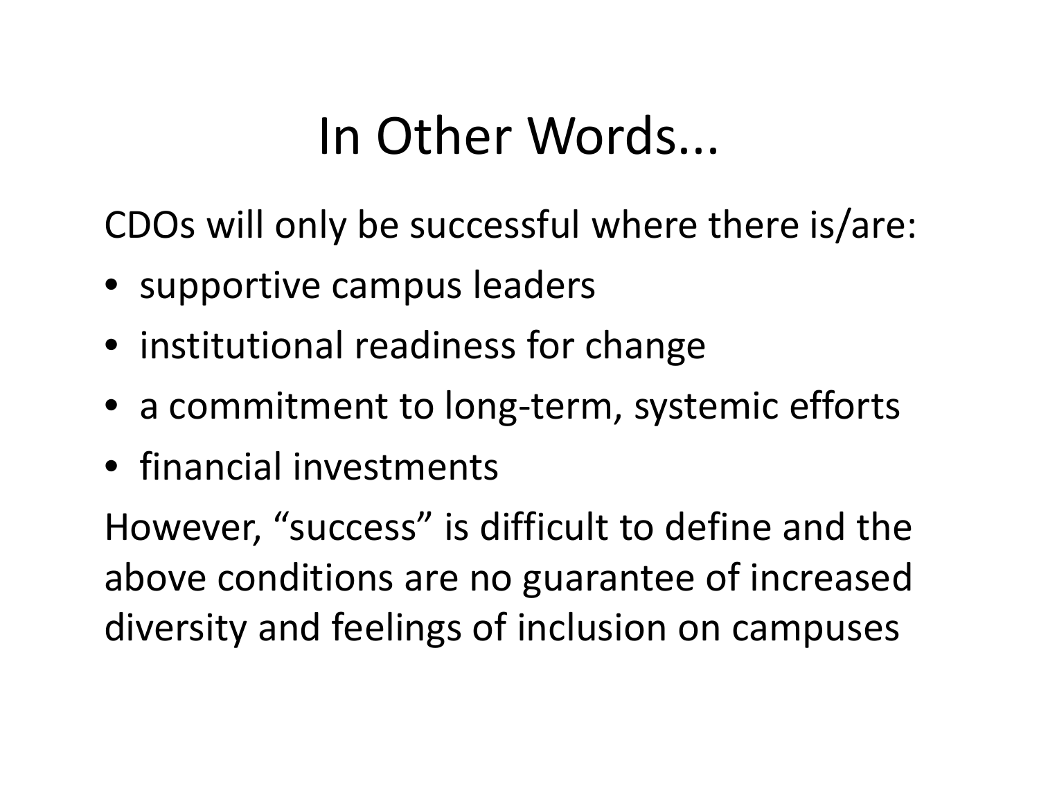# In Other Words...

CDOs will only be successful where there is/are:

- supportive campus leaders
- institutional readiness for change
- a commitment to long-term, systemic efforts
- financial investments

However, “success” is difficult to define and the above conditions are no guarantee of increased diversity and feelings of inclusion on campuses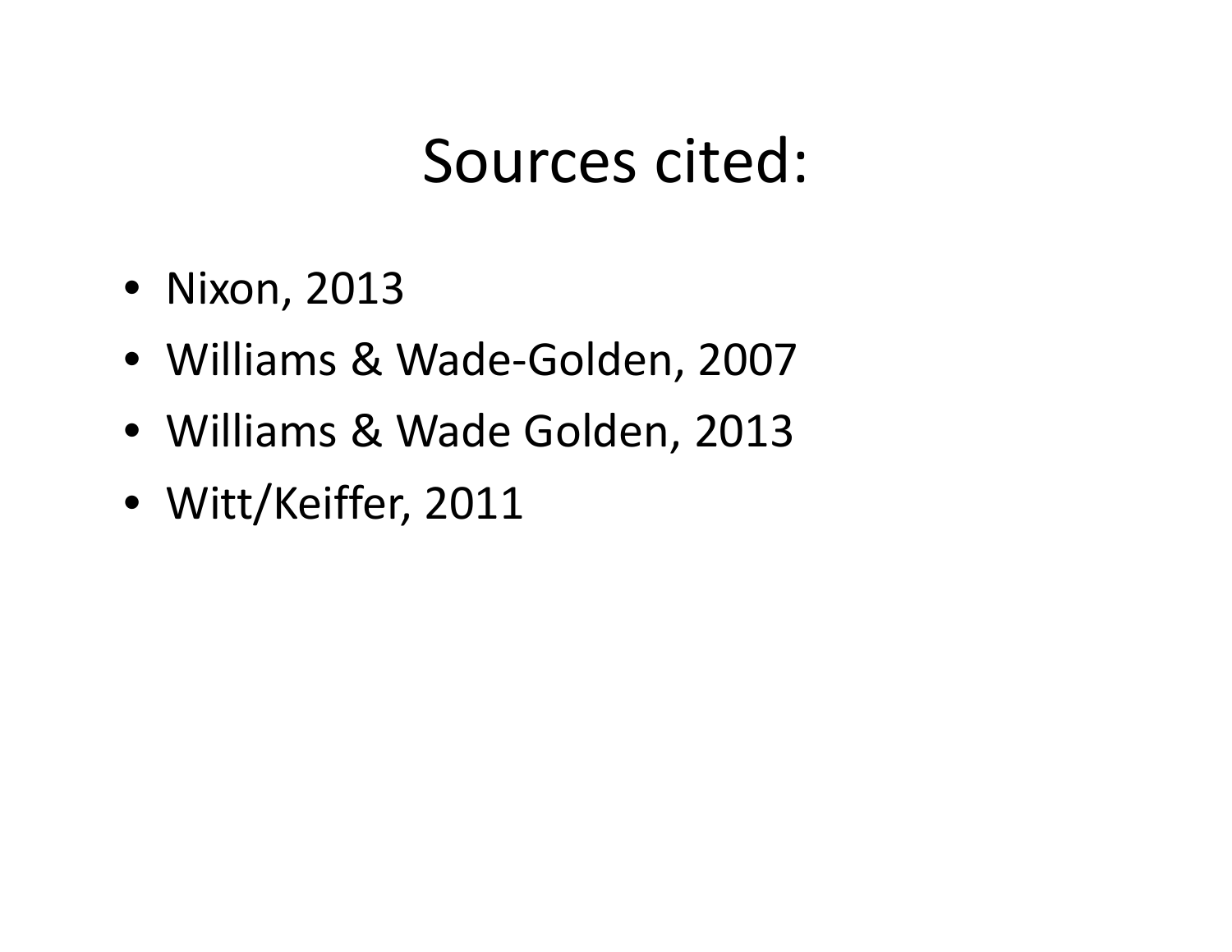# Sources cited:

- Nixon, 2013
- Williams & Wade-Golden, 2007
- Williams & Wade Golden, 2013
- Witt/Keiffer, 2011